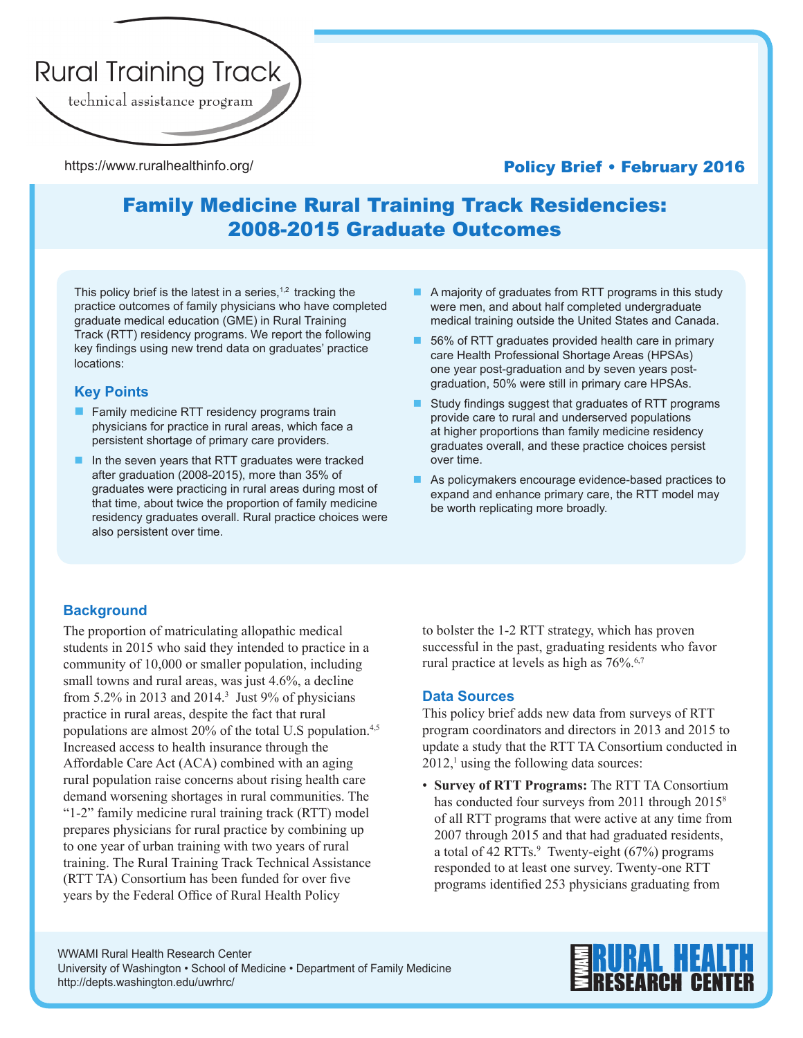Rural Training Track

technical assistance program

https://www.ruralhealthinfo.org/

**Policy Brief • February 2016**

# Family Medicine Rural Training Track Residencies: 2008-2015 Graduate Outcomes

This policy brief is the latest in a series,[1,2] tracking the practice outcomes of family physicians who have completed graduate medical education (GME) in Rural Training Track (RTT) residency programs. We report the following key findings using new trend data on graduates' practice locations:

### Key Points

- Family medicine RTT residency programs train physicians for practice in rural areas, which face a persistent shortage of primary care providers.
- In the seven years that RTT graduates were tracked after graduation (2008-2015), more than 35% of graduates were practicing in rural areas during most of that time, about twice the proportion of family medicine residency graduates overall. Rural practice choices were also persistent over time.
- A majority of graduates from RTT programs in this study were men, and about half completed undergraduate medical training outside the United States and Canada.
- 56% of RTT graduates provided health care in primary care Health Professional Shortage Areas (HPSAs) one year post-graduation and by seven years post-graduation, 50% were still in primary care HPSAs.
- Study findings suggest that graduates of RTT programs provide care to rural and underserved populations at higher proportions than family medicine residency graduates overall, and these practice choices persist over time.
- As policymakers encourage evidence-based practices to expand and enhance primary care, the RTT model may be worth replicating more broadly.

## Background

The proportion of matriculating allopathic medical students in 2015 who said they intended to practice in a community of 10,000 or smaller population, including small towns and rural areas, was just 4.6%, a decline from 5.2% in 2013 and 2014.[3] Just 9% of physicians practice in rural areas, despite the fact that rural populations are almost 20% of the total U.S population.[4,5] Increased access to health insurance through the Affordable Care Act (ACA) combined with an aging rural population raise concerns about rising health care demand worsening shortages in rural communities. The "1-2" family medicine rural training track (RTT) model prepares physicians for rural practice by combining up to one year of urban training with two years of rural training. The Rural Training Track Technical Assistance (RTT TA) Consortium has been funded for over five years by the Federal Office of Rural Health Policy to bolster the 1-2 RTT strategy, which has proven successful in the past, graduating residents who favor rural practice at levels as high as 76%.[6,7]

## Data Sources

This policy brief adds new data from surveys of RTT program coordinators and directors in 2013 and 2015 to update a study that the RTT TA Consortium conducted in 2012,[1] using the following data sources:

- **Survey of RTT Programs:** The RTT TA Consortium has conducted four surveys from 2011 through 2015[8] of all RTT programs that were active at any time from 2007 through 2015 and that had graduated residents, a total of 42 RTTs.[9] Twenty-eight (67%) programs responded to at least one survey. Twenty-one RTT programs identified 253 physicians graduating from

WWAMI Rural Health Research Center
University of Washington • School of Medicine • Department of Family Medicine
http://depts.washington.edu/uwrhrc/

WWAMI RURAL HEALTH RESEARCH CENTER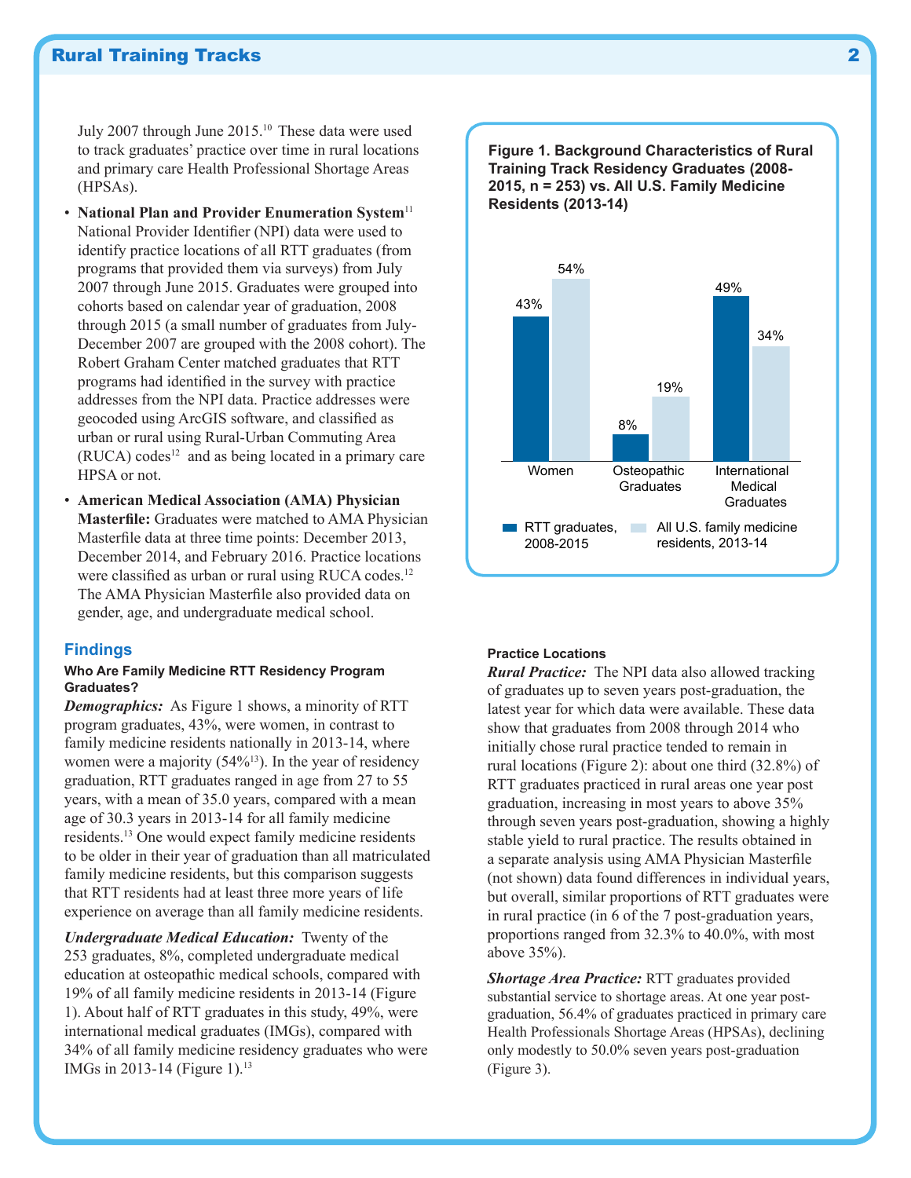July 2007 through June 2015.[10] These data were used to track graduates' practice over time in rural locations and primary care Health Professional Shortage Areas (HPSAs).

- **National Plan and Provider Enumeration System**[11] National Provider Identifier (NPI) data were used to identify practice locations of all RTT graduates (from programs that provided them via surveys) from July 2007 through June 2015. Graduates were grouped into cohorts based on calendar year of graduation, 2008 through 2015 (a small number of graduates from July-December 2007 are grouped with the 2008 cohort). The Robert Graham Center matched graduates that RTT programs had identified in the survey with practice addresses from the NPI data. Practice addresses were geocoded using ArcGIS software, and classified as urban or rural using Rural-Urban Commuting Area (RUCA) codes[12] and as being located in a primary care HPSA or not.
- **American Medical Association (AMA) Physician Masterfile:** Graduates were matched to AMA Physician Masterfile data at three time points: December 2013, December 2014, and February 2016. Practice locations were classified as urban or rural using RUCA codes.[12] The AMA Physician Masterfile also provided data on gender, age, and undergraduate medical school.

## Findings

### Who Are Family Medicine RTT Residency Program Graduates?

***Demographics:*** As Figure 1 shows, a minority of RTT program graduates, 43%, were women, in contrast to family medicine residents nationally in 2013-14, where women were a majority (54%[13]). In the year of residency graduation, RTT graduates ranged in age from 27 to 55 years, with a mean of 35.0 years, compared with a mean age of 30.3 years in 2013-14 for all family medicine residents.[13] One would expect family medicine residents to be older in their year of graduation than all matriculated family medicine residents, but this comparison suggests that RTT residents had at least three more years of life experience on average than all family medicine residents.

***Undergraduate Medical Education:*** Twenty of the 253 graduates, 8%, completed undergraduate medical education at osteopathic medical schools, compared with 19% of all family medicine residents in 2013-14 (Figure 1). About half of RTT graduates in this study, 49%, were international medical graduates (IMGs), compared with 34% of all family medicine residency graduates who were IMGs in 2013-14 (Figure 1).[13]

**Figure 1. Background Characteristics of Rural Training Track Residency Graduates (2008-2015, n = 253) vs. All U.S. Family Medicine Residents (2013-14)**

| | RTT graduates, 2008-2015 | All U.S. family medicine residents, 2013-14 |
|---|---|---|
| Women | 43% | 54% |
| Osteopathic Graduates | 8% | 19% |
| International Medical Graduates | 49% | 34% |

### Practice Locations

***Rural Practice:*** The NPI data also allowed tracking of graduates up to seven years post-graduation, the latest year for which data were available. These data show that graduates from 2008 through 2014 who initially chose rural practice tended to remain in rural locations (Figure 2): about one third (32.8%) of RTT graduates practiced in rural areas one year post graduation, increasing in most years to above 35% through seven years post-graduation, showing a highly stable yield to rural practice. The results obtained in a separate analysis using AMA Physician Masterfile (not shown) data found differences in individual years, but overall, similar proportions of RTT graduates were in rural practice (in 6 of the 7 post-graduation years, proportions ranged from 32.3% to 40.0%, with most above 35%).

***Shortage Area Practice:*** RTT graduates provided substantial service to shortage areas. At one year post-graduation, 56.4% of graduates practiced in primary care Health Professionals Shortage Areas (HPSAs), declining only modestly to 50.0% seven years post-graduation (Figure 3).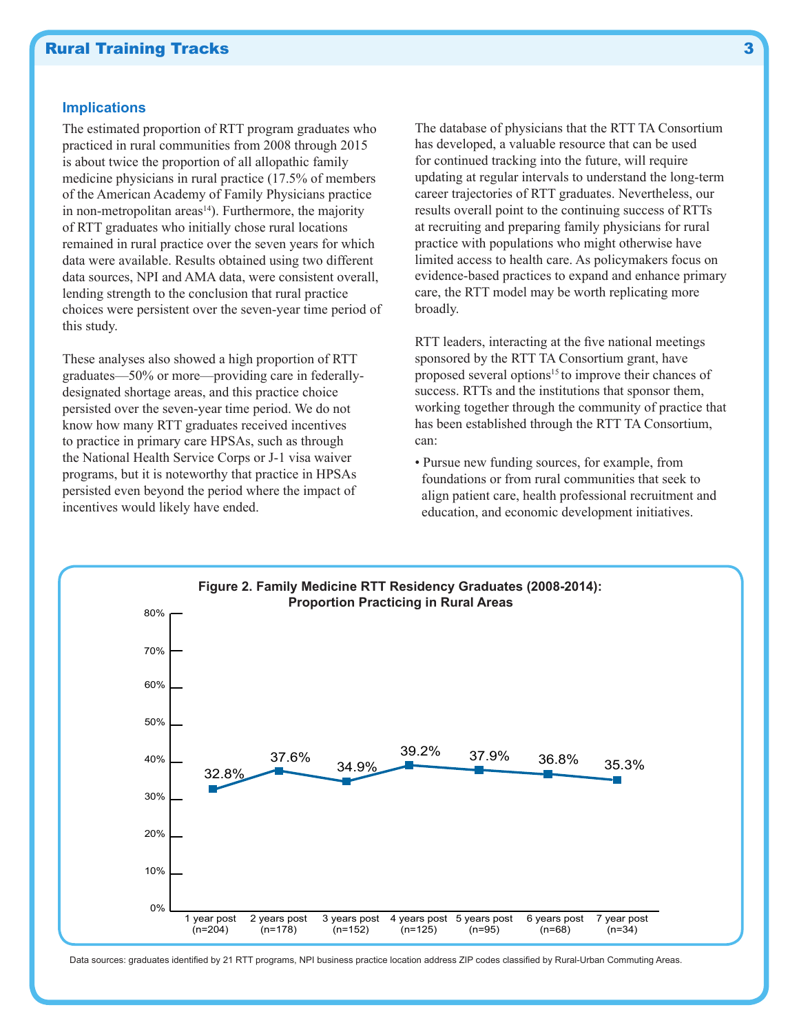## Implications

The estimated proportion of RTT program graduates who practiced in rural communities from 2008 through 2015 is about twice the proportion of all allopathic family medicine physicians in rural practice (17.5% of members of the American Academy of Family Physicians practice in non-metropolitan areas[14]). Furthermore, the majority of RTT graduates who initially chose rural locations remained in rural practice over the seven years for which data were available. Results obtained using two different data sources, NPI and AMA data, were consistent overall, lending strength to the conclusion that rural practice choices were persistent over the seven-year time period of this study.

These analyses also showed a high proportion of RTT graduates—50% or more—providing care in federally-designated shortage areas, and this practice choice persisted over the seven-year time period. We do not know how many RTT graduates received incentives to practice in primary care HPSAs, such as through the National Health Service Corps or J-1 visa waiver programs, but it is noteworthy that practice in HPSAs persisted even beyond the period where the impact of incentives would likely have ended.

The database of physicians that the RTT TA Consortium has developed, a valuable resource that can be used for continued tracking into the future, will require updating at regular intervals to understand the long-term career trajectories of RTT graduates. Nevertheless, our results overall point to the continuing success of RTTs at recruiting and preparing family physicians for rural practice with populations who might otherwise have limited access to health care. As policymakers focus on evidence-based practices to expand and enhance primary care, the RTT model may be worth replicating more broadly.

RTT leaders, interacting at the five national meetings sponsored by the RTT TA Consortium grant, have proposed several options[15] to improve their chances of success. RTTs and the institutions that sponsor them, working together through the community of practice that has been established through the RTT TA Consortium, can:

- Pursue new funding sources, for example, from foundations or from rural communities that seek to align patient care, health professional recruitment and education, and economic development initiatives.

**Figure 2. Family Medicine RTT Residency Graduates (2008-2014): Proportion Practicing in Rural Areas**

| Time post graduation | Proportion practicing in rural areas |
|---|---|
| 1 year post (n=204) | 32.8% |
| 2 years post (n=178) | 37.6% |
| 3 years post (n=152) | 34.9% |
| 4 years post (n=125) | 39.2% |
| 5 years post (n=95) | 37.9% |
| 6 years post (n=68) | 36.8% |
| 7 year post (n=34) | 35.3% |

Data sources: graduates identified by 21 RTT programs, NPI business practice location address ZIP codes classified by Rural-Urban Commuting Areas.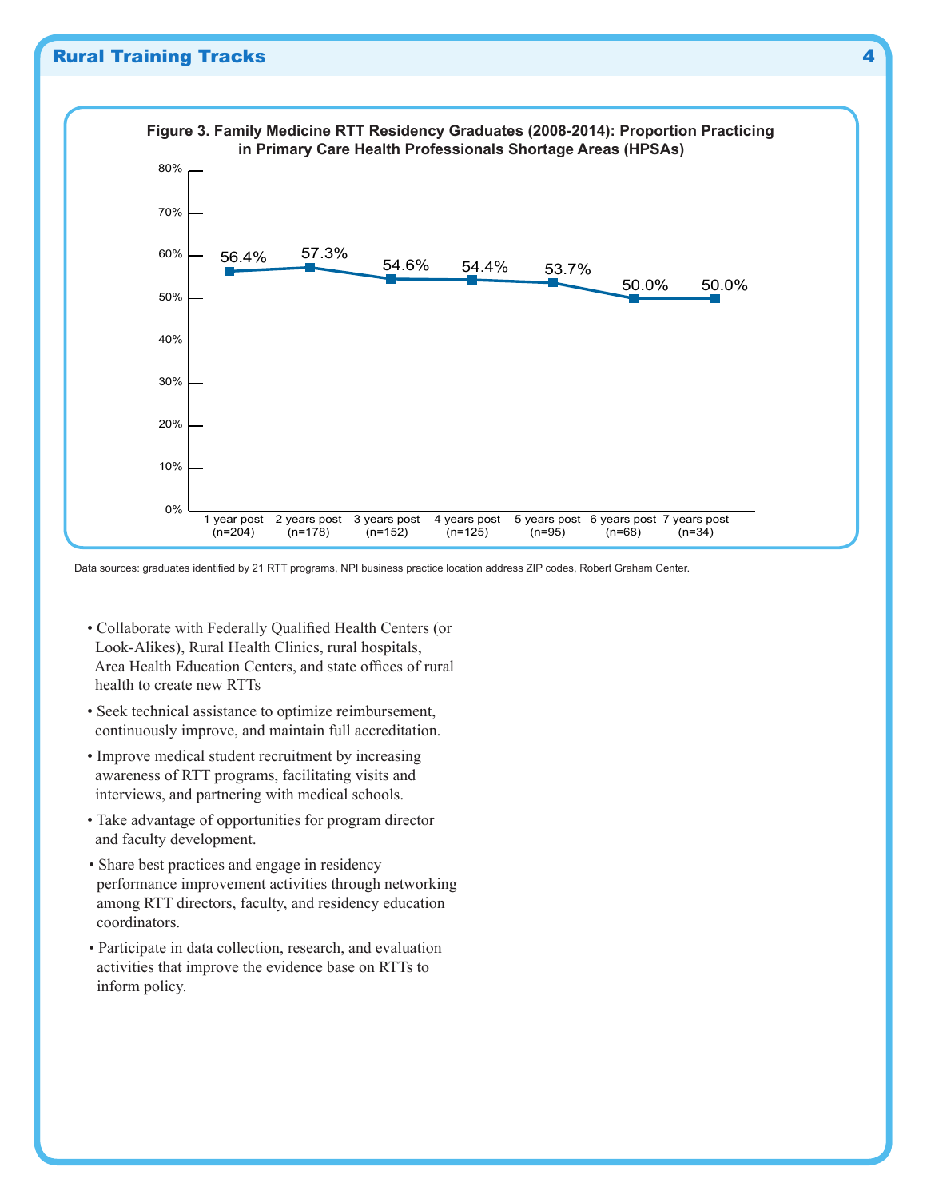**Figure 3. Family Medicine RTT Residency Graduates (2008-2014): Proportion Practicing in Primary Care Health Professionals Shortage Areas (HPSAs)**

| Years post | 1 year post (n=204) | 2 years post (n=178) | 3 years post (n=152) | 4 years post (n=125) | 5 years post (n=95) | 6 years post (n=68) | 7 years post (n=34) |
|---|---|---|---|---|---|---|---|
| Proportion in HPSAs | 56.4% | 57.3% | 54.6% | 54.4% | 53.7% | 50.0% | 50.0% |

Data sources: graduates identified by 21 RTT programs, NPI business practice location address ZIP codes, Robert Graham Center.

- Collaborate with Federally Qualified Health Centers (or Look-Alikes), Rural Health Clinics, rural hospitals, Area Health Education Centers, and state offices of rural health to create new RTTs
- Seek technical assistance to optimize reimbursement, continuously improve, and maintain full accreditation.
- Improve medical student recruitment by increasing awareness of RTT programs, facilitating visits and interviews, and partnering with medical schools.
- Take advantage of opportunities for program director and faculty development.
- Share best practices and engage in residency performance improvement activities through networking among RTT directors, faculty, and residency education coordinators.
- Participate in data collection, research, and evaluation activities that improve the evidence base on RTTs to inform policy.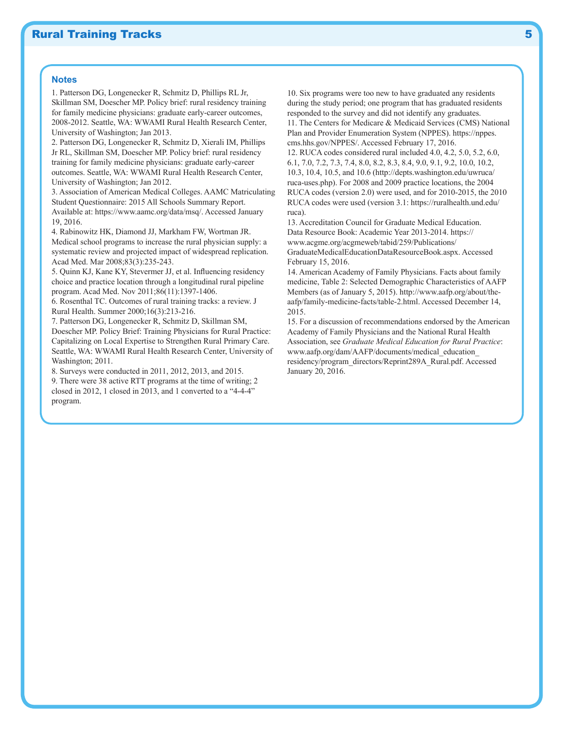## Notes

1. Patterson DG, Longenecker R, Schmitz D, Phillips RL Jr, Skillman SM, Doescher MP. Policy brief: rural residency training for family medicine physicians: graduate early-career outcomes, 2008-2012. Seattle, WA: WWAMI Rural Health Research Center, University of Washington; Jan 2013.
2. Patterson DG, Longenecker R, Schmitz D, Xierali IM, Phillips Jr RL, Skillman SM, Doescher MP. Policy brief: rural residency training for family medicine physicians: graduate early-career outcomes. Seattle, WA: WWAMI Rural Health Research Center, University of Washington; Jan 2012.
3. Association of American Medical Colleges. AAMC Matriculating Student Questionnaire: 2015 All Schools Summary Report. Available at: https://www.aamc.org/data/msq/. Accessed January 19, 2016.
4. Rabinowitz HK, Diamond JJ, Markham FW, Wortman JR. Medical school programs to increase the rural physician supply: a systematic review and projected impact of widespread replication. Acad Med. Mar 2008;83(3):235-243.
5. Quinn KJ, Kane KY, Stevermer JJ, et al. Influencing residency choice and practice location through a longitudinal rural pipeline program. Acad Med. Nov 2011;86(11):1397-1406.
6. Rosenthal TC. Outcomes of rural training tracks: a review. J Rural Health. Summer 2000;16(3):213-216.
7. Patterson DG, Longenecker R, Schmitz D, Skillman SM, Doescher MP. Policy Brief: Training Physicians for Rural Practice: Capitalizing on Local Expertise to Strengthen Rural Primary Care. Seattle, WA: WWAMI Rural Health Research Center, University of Washington; 2011.
8. Surveys were conducted in 2011, 2012, 2013, and 2015.
9. There were 38 active RTT programs at the time of writing; 2 closed in 2012, 1 closed in 2013, and 1 converted to a "4-4-4" program.
10. Six programs were too new to have graduated any residents during the study period; one program that has graduated residents responded to the survey and did not identify any graduates.
11. The Centers for Medicare & Medicaid Services (CMS) National Plan and Provider Enumeration System (NPPES). https://nppes.cms.hhs.gov/NPPES/. Accessed February 17, 2016.
12. RUCA codes considered rural included 4.0, 4.2, 5.0, 5.2, 6.0, 6.1, 7.0, 7.2, 7.3, 7.4, 8.0, 8.2, 8.3, 8.4, 9.0, 9.1, 9.2, 10.0, 10.2, 10.3, 10.4, 10.5, and 10.6 (http://depts.washington.edu/uwruca/ruca-uses.php). For 2008 and 2009 practice locations, the 2004 RUCA codes (version 2.0) were used, and for 2010-2015, the 2010 RUCA codes were used (version 3.1: https://ruralhealth.und.edu/ruca).
13. Accreditation Council for Graduate Medical Education. Data Resource Book: Academic Year 2013-2014. https://www.acgme.org/acgmeweb/tabid/259/Publications/GraduateMedicalEducationDataResourceBook.aspx. Accessed February 15, 2016.
14. American Academy of Family Physicians. Facts about family medicine, Table 2: Selected Demographic Characteristics of AAFP Members (as of January 5, 2015). http://www.aafp.org/about/the-aafp/family-medicine-facts/table-2.html. Accessed December 14, 2015.
15. For a discussion of recommendations endorsed by the American Academy of Family Physicians and the National Rural Health Association, see *Graduate Medical Education for Rural Practice*: www.aafp.org/dam/AAFP/documents/medical_education_residency/program_directors/Reprint289A_Rural.pdf. Accessed January 20, 2016.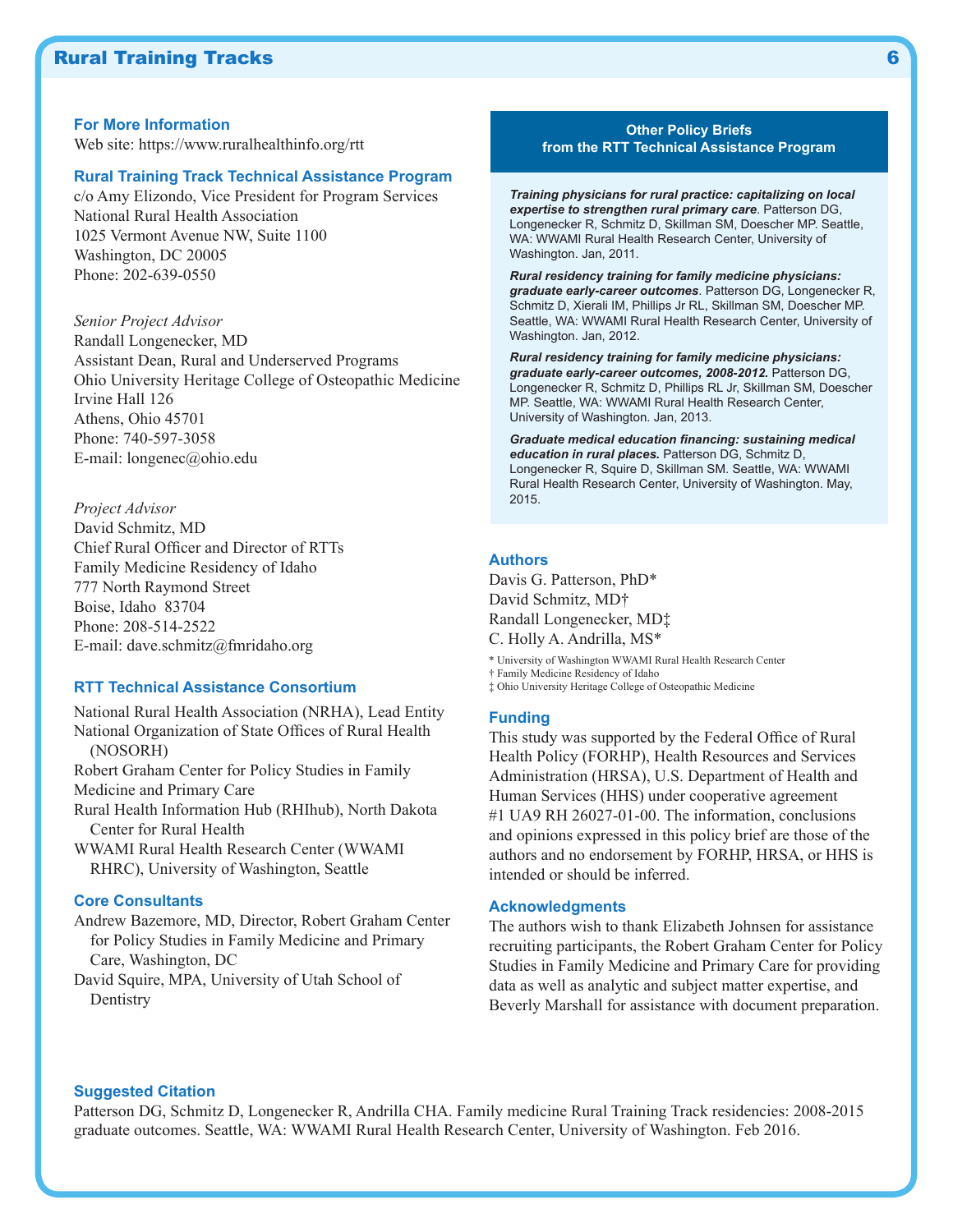## For More Information

Web site: https://www.ruralhealthinfo.org/rtt

### Rural Training Track Technical Assistance Program

c/o Amy Elizondo, Vice President for Program Services
National Rural Health Association
1025 Vermont Avenue NW, Suite 1100
Washington, DC 20005
Phone: 202-639-0550

*Senior Project Advisor*
Randall Longenecker, MD
Assistant Dean, Rural and Underserved Programs
Ohio University Heritage College of Osteopathic Medicine
Irvine Hall 126
Athens, Ohio 45701
Phone: 740-597-3058
E-mail: longenec@ohio.edu

*Project Advisor*
David Schmitz, MD
Chief Rural Officer and Director of RTTs
Family Medicine Residency of Idaho
777 North Raymond Street
Boise, Idaho 83704
Phone: 208-514-2522
E-mail: dave.schmitz@fmridaho.org

### RTT Technical Assistance Consortium

National Rural Health Association (NRHA), Lead Entity
National Organization of State Offices of Rural Health (NOSORH)
Robert Graham Center for Policy Studies in Family Medicine and Primary Care
Rural Health Information Hub (RHIhub), North Dakota Center for Rural Health
WWAMI Rural Health Research Center (WWAMI RHRC), University of Washington, Seattle

### Core Consultants

Andrew Bazemore, MD, Director, Robert Graham Center for Policy Studies in Family Medicine and Primary Care, Washington, DC
David Squire, MPA, University of Utah School of Dentistry

### Other Policy Briefs from the RTT Technical Assistance Program

***Training physicians for rural practice: capitalizing on local expertise to strengthen rural primary care***. Patterson DG, Longenecker R, Schmitz D, Skillman SM, Doescher MP. Seattle, WA: WWAMI Rural Health Research Center, University of Washington. Jan, 2011.

***Rural residency training for family medicine physicians: graduate early-career outcomes***. Patterson DG, Longenecker R, Schmitz D, Xierali IM, Phillips Jr RL, Skillman SM, Doescher MP. Seattle, WA: WWAMI Rural Health Research Center, University of Washington. Jan, 2012.

***Rural residency training for family medicine physicians: graduate early-career outcomes, 2008-2012.*** Patterson DG, Longenecker R, Schmitz D, Phillips RL Jr, Skillman SM, Doescher MP. Seattle, WA: WWAMI Rural Health Research Center, University of Washington. Jan, 2013.

***Graduate medical education financing: sustaining medical education in rural places.*** Patterson DG, Schmitz D, Longenecker R, Squire D, Skillman SM. Seattle, WA: WWAMI Rural Health Research Center, University of Washington. May, 2015.

### Authors

Davis G. Patterson, PhD*
David Schmitz, MD†
Randall Longenecker, MD‡
C. Holly A. Andrilla, MS*

\* University of Washington WWAMI Rural Health Research Center
† Family Medicine Residency of Idaho
‡ Ohio University Heritage College of Osteopathic Medicine

### Funding

This study was supported by the Federal Office of Rural Health Policy (FORHP), Health Resources and Services Administration (HRSA), U.S. Department of Health and Human Services (HHS) under cooperative agreement #1 UA9 RH 26027-01-00. The information, conclusions and opinions expressed in this policy brief are those of the authors and no endorsement by FORHP, HRSA, or HHS is intended or should be inferred.

### Acknowledgments

The authors wish to thank Elizabeth Johnsen for assistance recruiting participants, the Robert Graham Center for Policy Studies in Family Medicine and Primary Care for providing data as well as analytic and subject matter expertise, and Beverly Marshall for assistance with document preparation.

### Suggested Citation

Patterson DG, Schmitz D, Longenecker R, Andrilla CHA. Family medicine Rural Training Track residencies: 2008-2015 graduate outcomes. Seattle, WA: WWAMI Rural Health Research Center, University of Washington. Feb 2016.